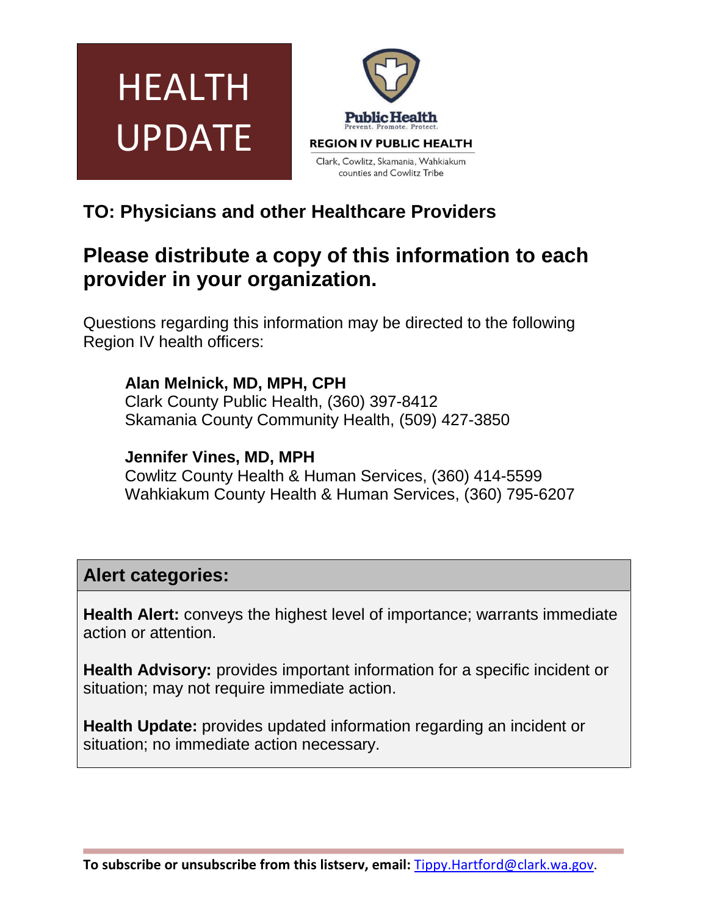# HEALTH UPDATE

Public Health
Prevent. Promote. Protect.

REGION IV PUBLIC HEALTH

Clark, Cowlitz, Skamania, Wahkiakum counties and Cowlitz Tribe

### TO: Physicians and other Healthcare Providers

## Please distribute a copy of this information to each provider in your organization.

Questions regarding this information may be directed to the following Region IV health officers:

**Alan Melnick, MD, MPH, CPH**
Clark County Public Health, (360) 397-8412
Skamania County Community Health, (509) 427-3850

**Jennifer Vines, MD, MPH**
Cowlitz County Health & Human Services, (360) 414-5599
Wahkiakum County Health & Human Services, (360) 795-6207

### Alert categories:

**Health Alert:** conveys the highest level of importance; warrants immediate action or attention.

**Health Advisory:** provides important information for a specific incident or situation; may not require immediate action.

**Health Update:** provides updated information regarding an incident or situation; no immediate action necessary.

**To subscribe or unsubscribe from this listserv, email:** Tippy.Hartford@clark.wa.gov.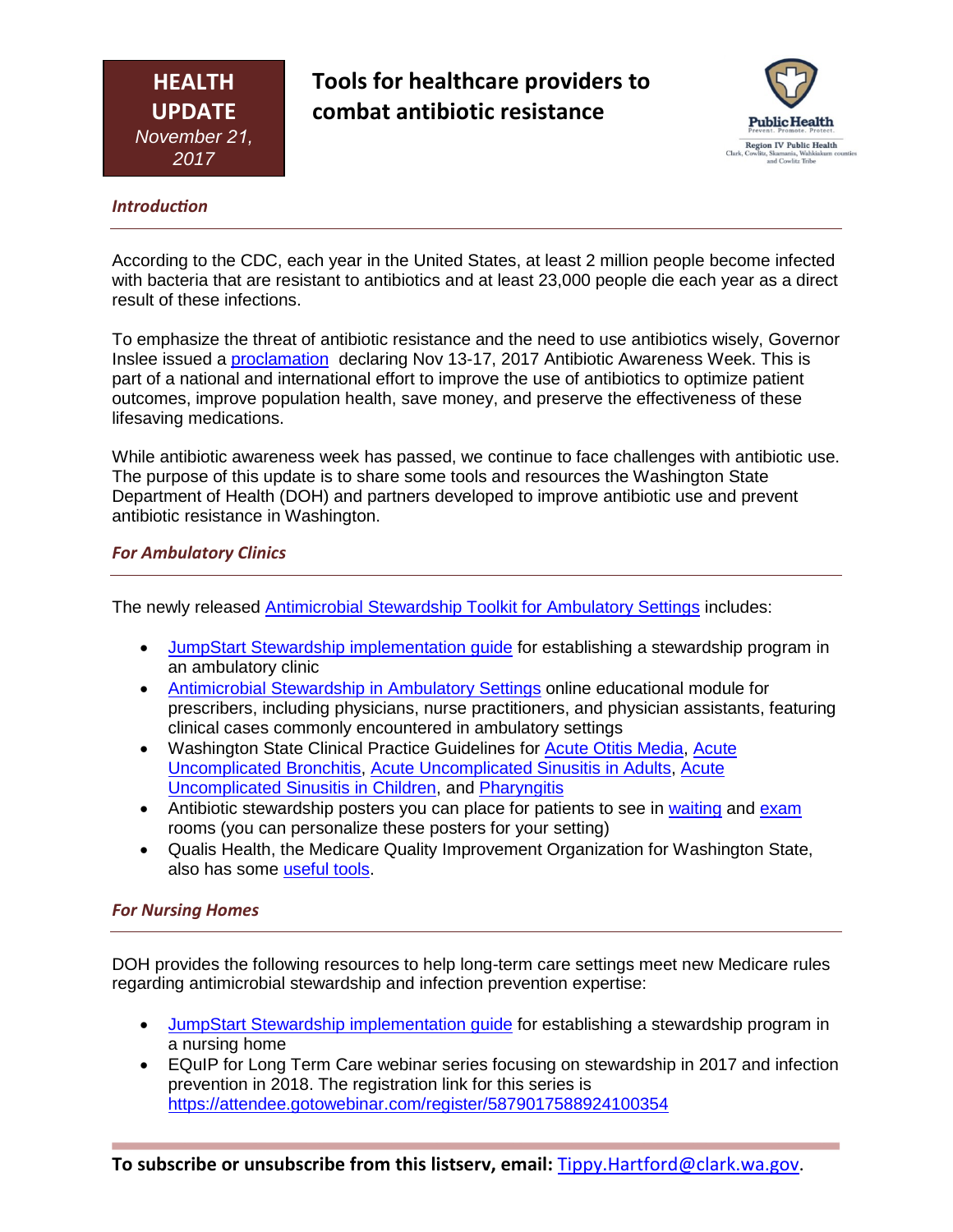**HEALTH UPDATE**
*November 21, 2017*

# Tools for healthcare providers to combat antibiotic resistance

Public Health
Prevent. Promote. Protect.
Region IV Public Health
Clark, Cowlitz, Skamania, Wahkiakum counties and Cowlitz Tribe

## *Introduction*

According to the CDC, each year in the United States, at least 2 million people become infected with bacteria that are resistant to antibiotics and at least 23,000 people die each year as a direct result of these infections.

To emphasize the threat of antibiotic resistance and the need to use antibiotics wisely, Governor Inslee issued a proclamation declaring Nov 13-17, 2017 Antibiotic Awareness Week. This is part of a national and international effort to improve the use of antibiotics to optimize patient outcomes, improve population health, save money, and preserve the effectiveness of these lifesaving medications.

While antibiotic awareness week has passed, we continue to face challenges with antibiotic use. The purpose of this update is to share some tools and resources the Washington State Department of Health (DOH) and partners developed to improve antibiotic use and prevent antibiotic resistance in Washington.

## *For Ambulatory Clinics*

The newly released Antimicrobial Stewardship Toolkit for Ambulatory Settings includes:

- JumpStart Stewardship implementation guide for establishing a stewardship program in an ambulatory clinic
- Antimicrobial Stewardship in Ambulatory Settings online educational module for prescribers, including physicians, nurse practitioners, and physician assistants, featuring clinical cases commonly encountered in ambulatory settings
- Washington State Clinical Practice Guidelines for Acute Otitis Media, Acute Uncomplicated Bronchitis, Acute Uncomplicated Sinusitis in Adults, Acute Uncomplicated Sinusitis in Children, and Pharyngitis
- Antibiotic stewardship posters you can place for patients to see in waiting and exam rooms (you can personalize these posters for your setting)
- Qualis Health, the Medicare Quality Improvement Organization for Washington State, also has some useful tools.

## *For Nursing Homes*

DOH provides the following resources to help long-term care settings meet new Medicare rules regarding antimicrobial stewardship and infection prevention expertise:

- JumpStart Stewardship implementation guide for establishing a stewardship program in a nursing home
- EQuIP for Long Term Care webinar series focusing on stewardship in 2017 and infection prevention in 2018. The registration link for this series is https://attendee.gotowebinar.com/register/5879017588924100354

**To subscribe or unsubscribe from this listserv, email:** Tippy.Hartford@clark.wa.gov.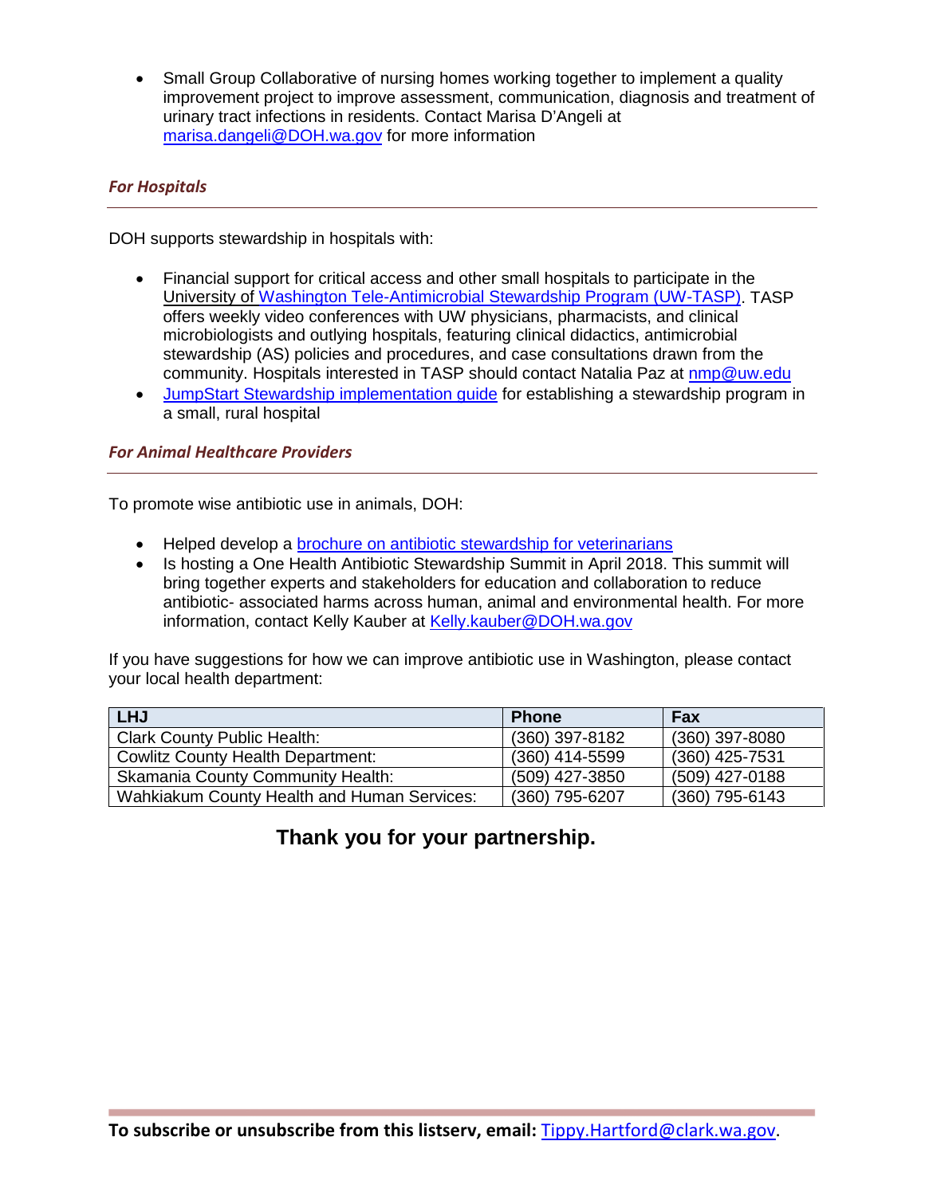- Small Group Collaborative of nursing homes working together to implement a quality improvement project to improve assessment, communication, diagnosis and treatment of urinary tract infections in residents. Contact Marisa D'Angeli at marisa.dangeli@DOH.wa.gov for more information

### *For Hospitals*

DOH supports stewardship in hospitals with:

- Financial support for critical access and other small hospitals to participate in the University of Washington Tele-Antimicrobial Stewardship Program (UW-TASP). TASP offers weekly video conferences with UW physicians, pharmacists, and clinical microbiologists and outlying hospitals, featuring clinical didactics, antimicrobial stewardship (AS) policies and procedures, and case consultations drawn from the community. Hospitals interested in TASP should contact Natalia Paz at nmp@uw.edu
- JumpStart Stewardship implementation guide for establishing a stewardship program in a small, rural hospital

### *For Animal Healthcare Providers*

To promote wise antibiotic use in animals, DOH:

- Helped develop a brochure on antibiotic stewardship for veterinarians
- Is hosting a One Health Antibiotic Stewardship Summit in April 2018. This summit will bring together experts and stakeholders for education and collaboration to reduce antibiotic- associated harms across human, animal and environmental health. For more information, contact Kelly Kauber at Kelly.kauber@DOH.wa.gov

If you have suggestions for how we can improve antibiotic use in Washington, please contact your local health department:

| LHJ | Phone | Fax |
|---|---|---|
| Clark County Public Health: | (360) 397-8182 | (360) 397-8080 |
| Cowlitz County Health Department: | (360) 414-5599 | (360) 425-7531 |
| Skamania County Community Health: | (509) 427-3850 | (509) 427-0188 |
| Wahkiakum County Health and Human Services: | (360) 795-6207 | (360) 795-6143 |

**Thank you for your partnership.**

**To subscribe or unsubscribe from this listserv, email:** Tippy.Hartford@clark.wa.gov.